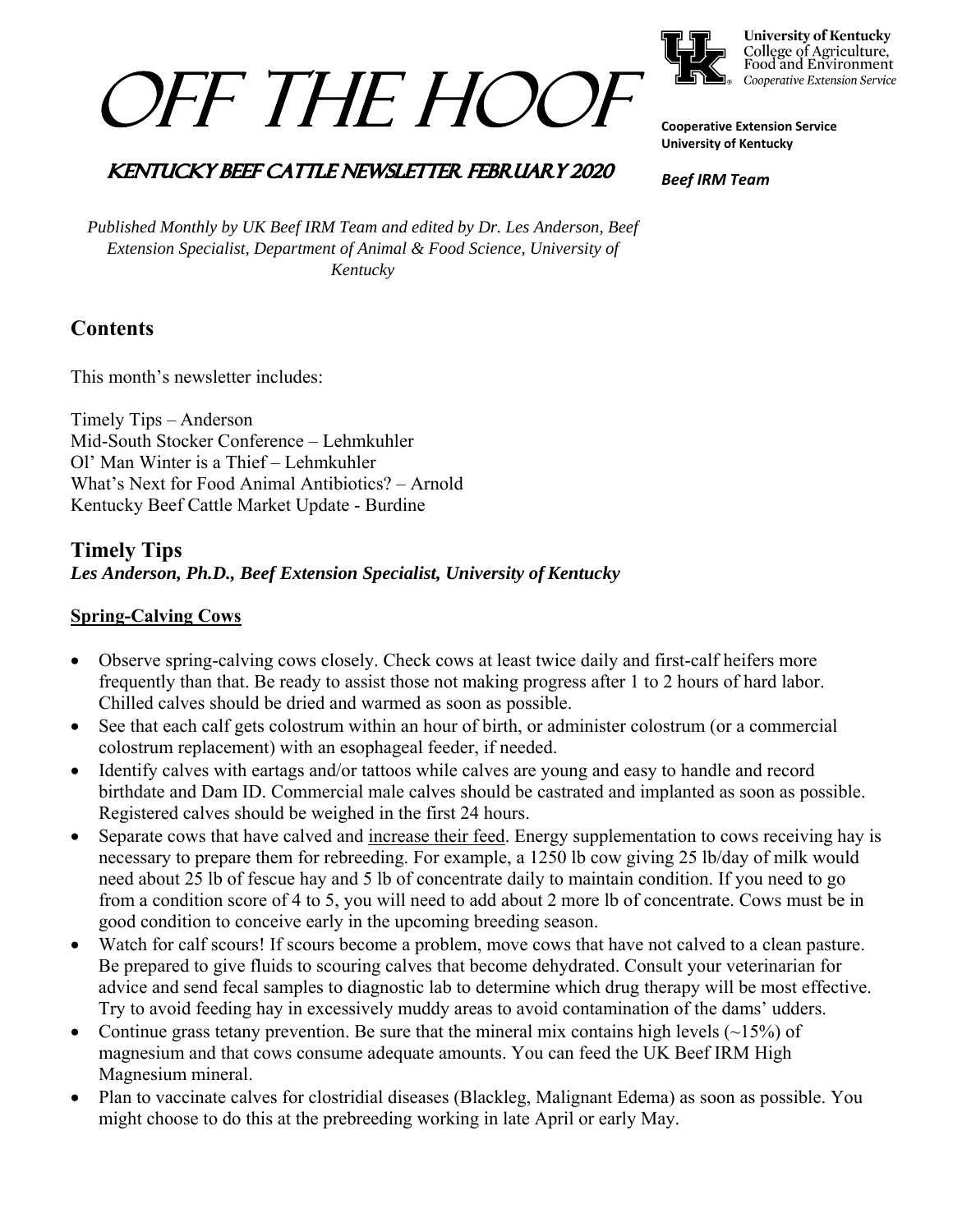# OFF THE HOOF

**University of Kentucky**
College of Agriculture, Food and Environment
*Cooperative Extension Service*

**Cooperative Extension Service**
**University of Kentucky**

***Beef IRM Team***

## KENTUCKY BEEF CATTLE NEWSLETTER FEBRUARY 2020

*Published Monthly by UK Beef IRM Team and edited by Dr. Les Anderson, Beef Extension Specialist, Department of Animal & Food Science, University of Kentucky*

## Contents

This month's newsletter includes:

Timely Tips – Anderson
Mid-South Stocker Conference – Lehmkuhler
Ol' Man Winter is a Thief – Lehmkuhler
What's Next for Food Animal Antibiotics? – Arnold
Kentucky Beef Cattle Market Update - Burdine

## Timely Tips

***Les Anderson, Ph.D., Beef Extension Specialist, University of Kentucky***

### Spring-Calving Cows

- Observe spring-calving cows closely. Check cows at least twice daily and first-calf heifers more frequently than that. Be ready to assist those not making progress after 1 to 2 hours of hard labor. Chilled calves should be dried and warmed as soon as possible.
- See that each calf gets colostrum within an hour of birth, or administer colostrum (or a commercial colostrum replacement) with an esophageal feeder, if needed.
- Identify calves with eartags and/or tattoos while calves are young and easy to handle and record birthdate and Dam ID. Commercial male calves should be castrated and implanted as soon as possible. Registered calves should be weighed in the first 24 hours.
- Separate cows that have calved and increase their feed. Energy supplementation to cows receiving hay is necessary to prepare them for rebreeding. For example, a 1250 lb cow giving 25 lb/day of milk would need about 25 lb of fescue hay and 5 lb of concentrate daily to maintain condition. If you need to go from a condition score of 4 to 5, you will need to add about 2 more lb of concentrate. Cows must be in good condition to conceive early in the upcoming breeding season.
- Watch for calf scours! If scours become a problem, move cows that have not calved to a clean pasture. Be prepared to give fluids to scouring calves that become dehydrated. Consult your veterinarian for advice and send fecal samples to diagnostic lab to determine which drug therapy will be most effective. Try to avoid feeding hay in excessively muddy areas to avoid contamination of the dams' udders.
- Continue grass tetany prevention. Be sure that the mineral mix contains high levels (~15%) of magnesium and that cows consume adequate amounts. You can feed the UK Beef IRM High Magnesium mineral.
- Plan to vaccinate calves for clostridial diseases (Blackleg, Malignant Edema) as soon as possible. You might choose to do this at the prebreeding working in late April or early May.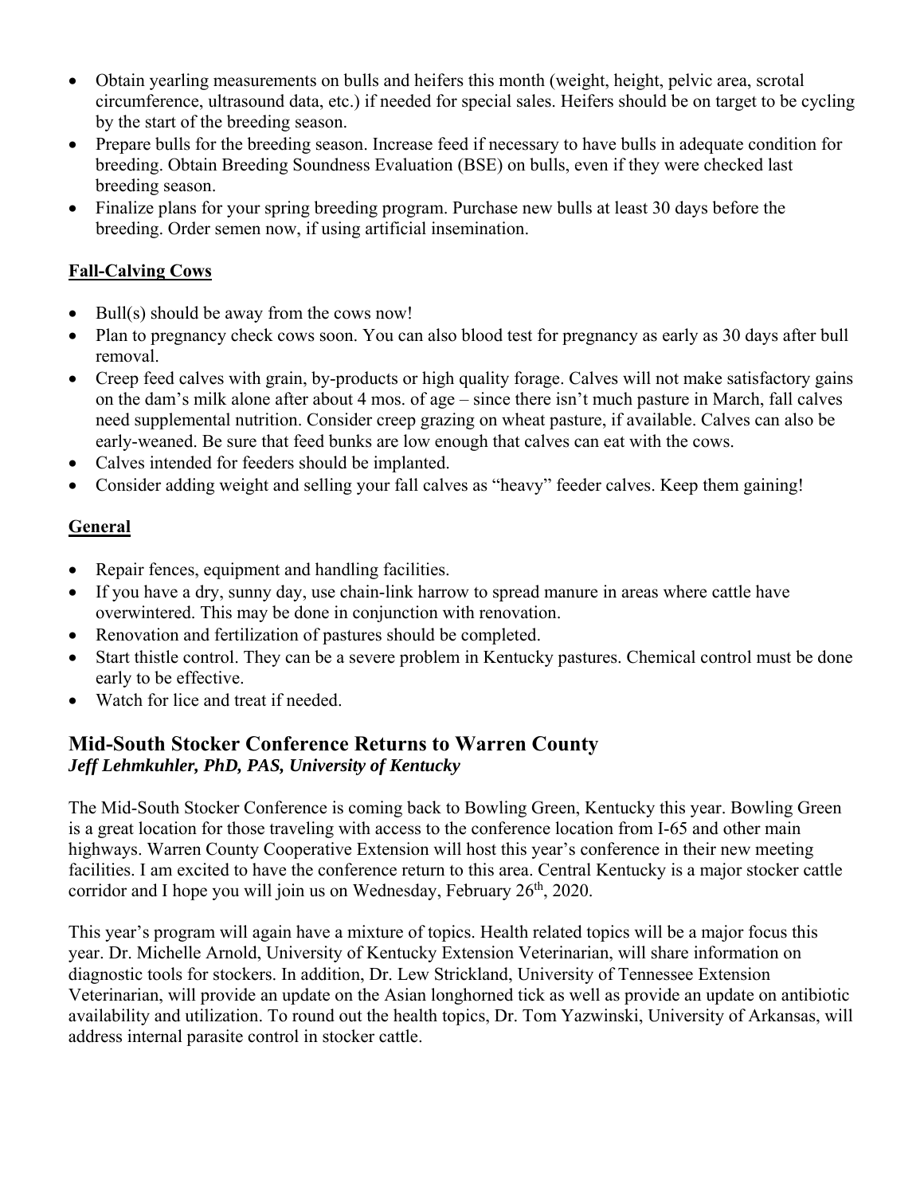- Obtain yearling measurements on bulls and heifers this month (weight, height, pelvic area, scrotal circumference, ultrasound data, etc.) if needed for special sales. Heifers should be on target to be cycling by the start of the breeding season.
- Prepare bulls for the breeding season. Increase feed if necessary to have bulls in adequate condition for breeding. Obtain Breeding Soundness Evaluation (BSE) on bulls, even if they were checked last breeding season.
- Finalize plans for your spring breeding program. Purchase new bulls at least 30 days before the breeding. Order semen now, if using artificial insemination.

**Fall-Calving Cows**

- Bull(s) should be away from the cows now!
- Plan to pregnancy check cows soon. You can also blood test for pregnancy as early as 30 days after bull removal.
- Creep feed calves with grain, by-products or high quality forage. Calves will not make satisfactory gains on the dam's milk alone after about 4 mos. of age – since there isn't much pasture in March, fall calves need supplemental nutrition. Consider creep grazing on wheat pasture, if available. Calves can also be early-weaned. Be sure that feed bunks are low enough that calves can eat with the cows.
- Calves intended for feeders should be implanted.
- Consider adding weight and selling your fall calves as "heavy" feeder calves. Keep them gaining!

**General**

- Repair fences, equipment and handling facilities.
- If you have a dry, sunny day, use chain-link harrow to spread manure in areas where cattle have overwintered. This may be done in conjunction with renovation.
- Renovation and fertilization of pastures should be completed.
- Start thistle control. They can be a severe problem in Kentucky pastures. Chemical control must be done early to be effective.
- Watch for lice and treat if needed.

## Mid-South Stocker Conference Returns to Warren County

***Jeff Lehmkuhler, PhD, PAS, University of Kentucky***

The Mid-South Stocker Conference is coming back to Bowling Green, Kentucky this year. Bowling Green is a great location for those traveling with access to the conference location from I-65 and other main highways. Warren County Cooperative Extension will host this year's conference in their new meeting facilities. I am excited to have the conference return to this area. Central Kentucky is a major stocker cattle corridor and I hope you will join us on Wednesday, February 26th, 2020.

This year's program will again have a mixture of topics. Health related topics will be a major focus this year. Dr. Michelle Arnold, University of Kentucky Extension Veterinarian, will share information on diagnostic tools for stockers. In addition, Dr. Lew Strickland, University of Tennessee Extension Veterinarian, will provide an update on the Asian longhorned tick as well as provide an update on antibiotic availability and utilization. To round out the health topics, Dr. Tom Yazwinski, University of Arkansas, will address internal parasite control in stocker cattle.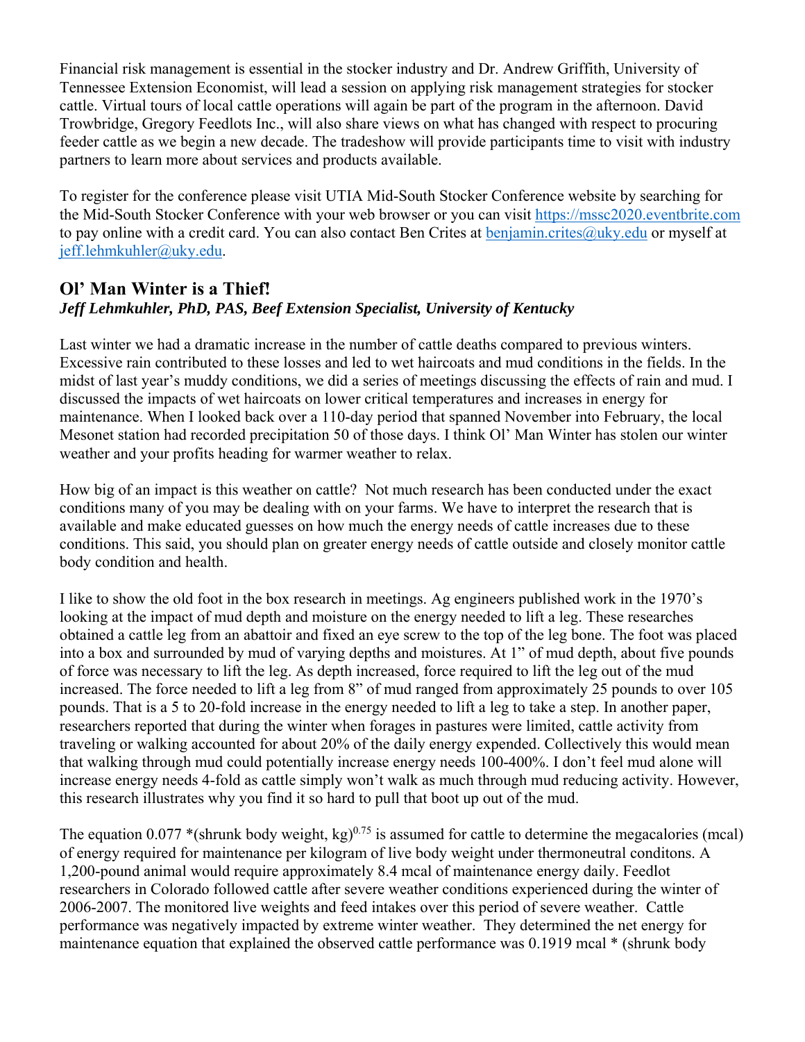Financial risk management is essential in the stocker industry and Dr. Andrew Griffith, University of Tennessee Extension Economist, will lead a session on applying risk management strategies for stocker cattle. Virtual tours of local cattle operations will again be part of the program in the afternoon. David Trowbridge, Gregory Feedlots Inc., will also share views on what has changed with respect to procuring feeder cattle as we begin a new decade. The tradeshow will provide participants time to visit with industry partners to learn more about services and products available.

To register for the conference please visit UTIA Mid-South Stocker Conference website by searching for the Mid-South Stocker Conference with your web browser or you can visit https://mssc2020.eventbrite.com to pay online with a credit card. You can also contact Ben Crites at benjamin.crites@uky.edu or myself at jeff.lehmkuhler@uky.edu.

## Ol' Man Winter is a Thief!

***Jeff Lehmkuhler, PhD, PAS, Beef Extension Specialist, University of Kentucky***

Last winter we had a dramatic increase in the number of cattle deaths compared to previous winters. Excessive rain contributed to these losses and led to wet haircoats and mud conditions in the fields. In the midst of last year's muddy conditions, we did a series of meetings discussing the effects of rain and mud. I discussed the impacts of wet haircoats on lower critical temperatures and increases in energy for maintenance. When I looked back over a 110-day period that spanned November into February, the local Mesonet station had recorded precipitation 50 of those days. I think Ol' Man Winter has stolen our winter weather and your profits heading for warmer weather to relax.

How big of an impact is this weather on cattle? Not much research has been conducted under the exact conditions many of you may be dealing with on your farms. We have to interpret the research that is available and make educated guesses on how much the energy needs of cattle increases due to these conditions. This said, you should plan on greater energy needs of cattle outside and closely monitor cattle body condition and health.

I like to show the old foot in the box research in meetings. Ag engineers published work in the 1970's looking at the impact of mud depth and moisture on the energy needed to lift a leg. These researches obtained a cattle leg from an abattoir and fixed an eye screw to the top of the leg bone. The foot was placed into a box and surrounded by mud of varying depths and moistures. At 1" of mud depth, about five pounds of force was necessary to lift the leg. As depth increased, force required to lift the leg out of the mud increased. The force needed to lift a leg from 8" of mud ranged from approximately 25 pounds to over 105 pounds. That is a 5 to 20-fold increase in the energy needed to lift a leg to take a step. In another paper, researchers reported that during the winter when forages in pastures were limited, cattle activity from traveling or walking accounted for about 20% of the daily energy expended. Collectively this would mean that walking through mud could potentially increase energy needs 100-400%. I don't feel mud alone will increase energy needs 4-fold as cattle simply won't walk as much through mud reducing activity. However, this research illustrates why you find it so hard to pull that boot up out of the mud.

The equation 0.077 *(shrunk body weight, kg)$^{0.75}$ is assumed for cattle to determine the megacalories (mcal) of energy required for maintenance per kilogram of live body weight under thermoneutral conditons. A 1,200-pound animal would require approximately 8.4 mcal of maintenance energy daily. Feedlot researchers in Colorado followed cattle after severe weather conditions experienced during the winter of 2006-2007. The monitored live weights and feed intakes over this period of severe weather. Cattle performance was negatively impacted by extreme winter weather. They determined the net energy for maintenance equation that explained the observed cattle performance was 0.1919 mcal * (shrunk body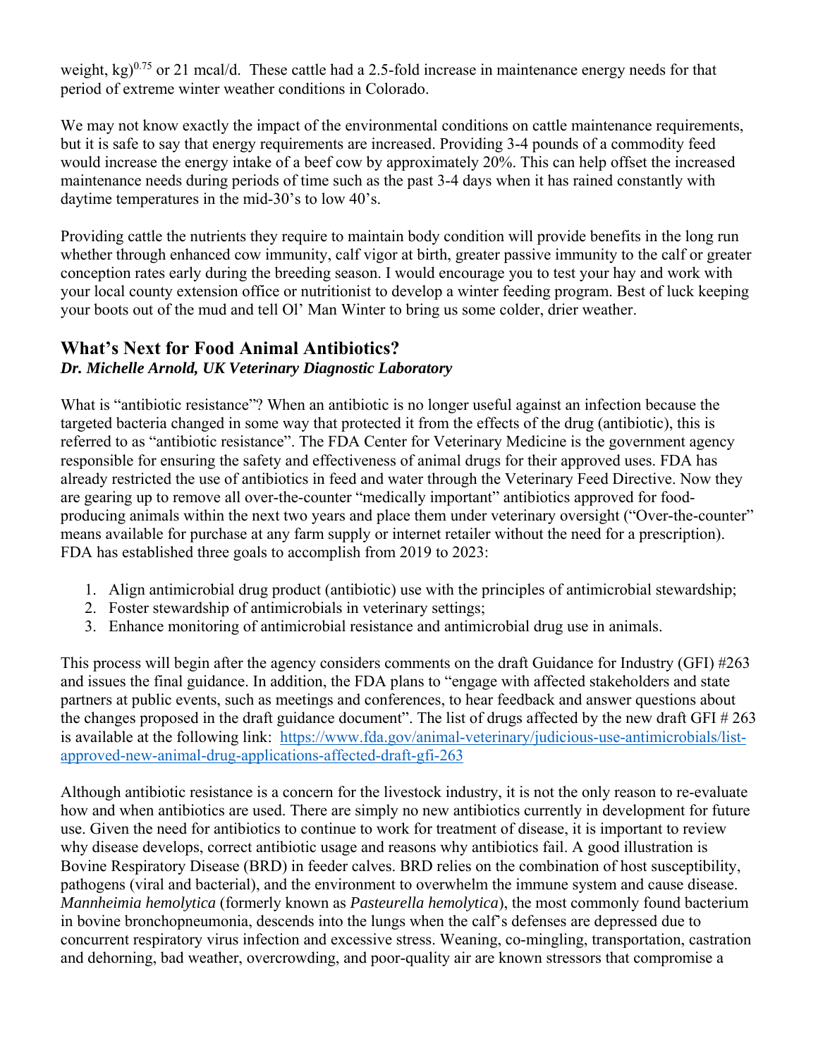weight, kg)$^{0.75}$ or 21 mcal/d. These cattle had a 2.5-fold increase in maintenance energy needs for that period of extreme winter weather conditions in Colorado.

We may not know exactly the impact of the environmental conditions on cattle maintenance requirements, but it is safe to say that energy requirements are increased. Providing 3-4 pounds of a commodity feed would increase the energy intake of a beef cow by approximately 20%. This can help offset the increased maintenance needs during periods of time such as the past 3-4 days when it has rained constantly with daytime temperatures in the mid-30's to low 40's.

Providing cattle the nutrients they require to maintain body condition will provide benefits in the long run whether through enhanced cow immunity, calf vigor at birth, greater passive immunity to the calf or greater conception rates early during the breeding season. I would encourage you to test your hay and work with your local county extension office or nutritionist to develop a winter feeding program. Best of luck keeping your boots out of the mud and tell Ol' Man Winter to bring us some colder, drier weather.

## What's Next for Food Animal Antibiotics?

***Dr. Michelle Arnold, UK Veterinary Diagnostic Laboratory***

What is "antibiotic resistance"? When an antibiotic is no longer useful against an infection because the targeted bacteria changed in some way that protected it from the effects of the drug (antibiotic), this is referred to as "antibiotic resistance". The FDA Center for Veterinary Medicine is the government agency responsible for ensuring the safety and effectiveness of animal drugs for their approved uses. FDA has already restricted the use of antibiotics in feed and water through the Veterinary Feed Directive. Now they are gearing up to remove all over-the-counter "medically important" antibiotics approved for food-producing animals within the next two years and place them under veterinary oversight ("Over-the-counter" means available for purchase at any farm supply or internet retailer without the need for a prescription). FDA has established three goals to accomplish from 2019 to 2023:

1. Align antimicrobial drug product (antibiotic) use with the principles of antimicrobial stewardship;
2. Foster stewardship of antimicrobials in veterinary settings;
3. Enhance monitoring of antimicrobial resistance and antimicrobial drug use in animals.

This process will begin after the agency considers comments on the draft Guidance for Industry (GFI) #263 and issues the final guidance. In addition, the FDA plans to "engage with affected stakeholders and state partners at public events, such as meetings and conferences, to hear feedback and answer questions about the changes proposed in the draft guidance document". The list of drugs affected by the new draft GFI # 263 is available at the following link: [https://www.fda.gov/animal-veterinary/judicious-use-antimicrobials/list-approved-new-animal-drug-applications-affected-draft-gfi-263](https://www.fda.gov/animal-veterinary/judicious-use-antimicrobials/list-approved-new-animal-drug-applications-affected-draft-gfi-263)

Although antibiotic resistance is a concern for the livestock industry, it is not the only reason to re-evaluate how and when antibiotics are used. There are simply no new antibiotics currently in development for future use. Given the need for antibiotics to continue to work for treatment of disease, it is important to review why disease develops, correct antibiotic usage and reasons why antibiotics fail. A good illustration is Bovine Respiratory Disease (BRD) in feeder calves. BRD relies on the combination of host susceptibility, pathogens (viral and bacterial), and the environment to overwhelm the immune system and cause disease. *Mannheimia hemolytica* (formerly known as *Pasteurella hemolytica*), the most commonly found bacterium in bovine bronchopneumonia, descends into the lungs when the calf's defenses are depressed due to concurrent respiratory virus infection and excessive stress. Weaning, co-mingling, transportation, castration and dehorning, bad weather, overcrowding, and poor-quality air are known stressors that compromise a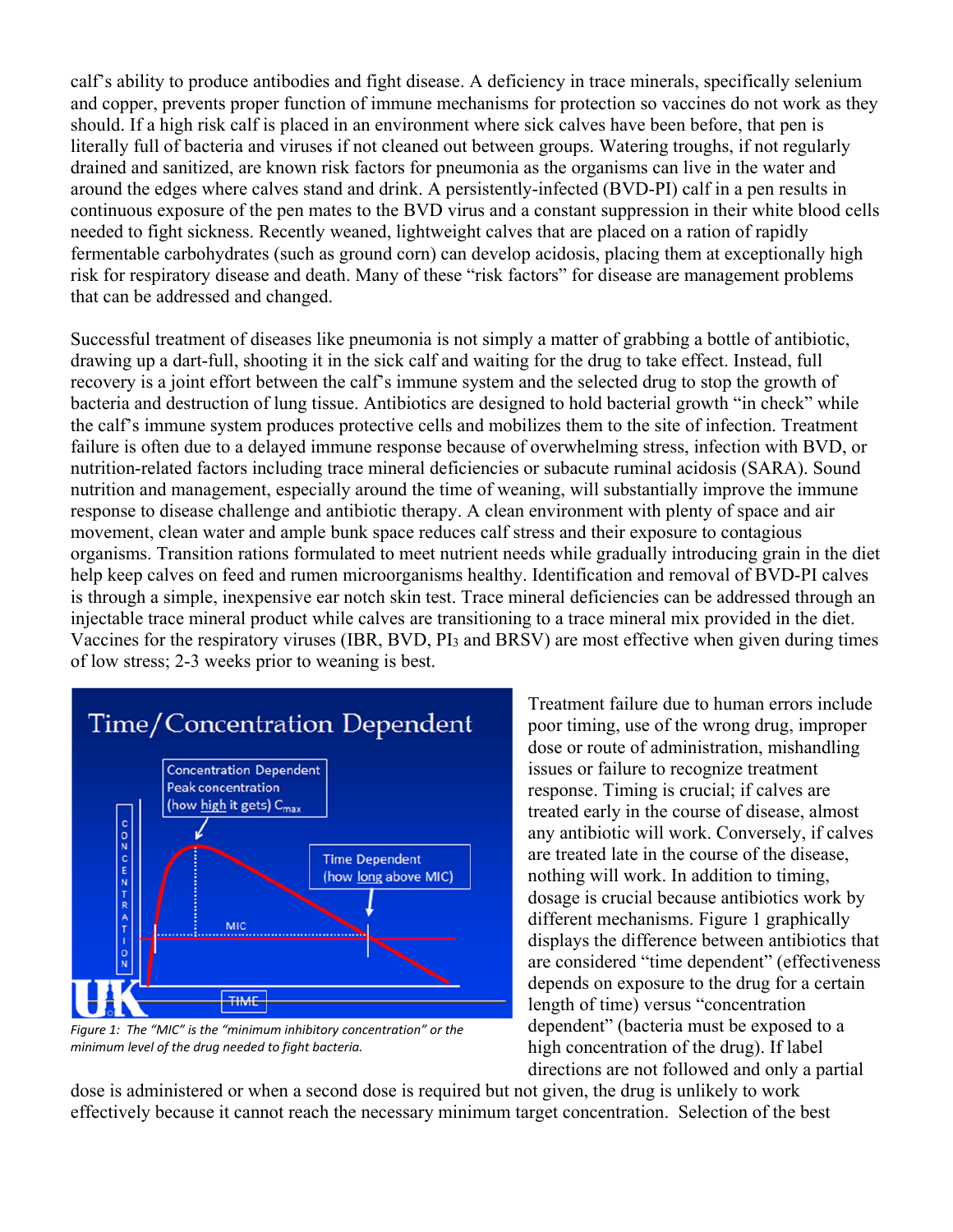calf's ability to produce antibodies and fight disease. A deficiency in trace minerals, specifically selenium and copper, prevents proper function of immune mechanisms for protection so vaccines do not work as they should. If a high risk calf is placed in an environment where sick calves have been before, that pen is literally full of bacteria and viruses if not cleaned out between groups. Watering troughs, if not regularly drained and sanitized, are known risk factors for pneumonia as the organisms can live in the water and around the edges where calves stand and drink. A persistently-infected (BVD-PI) calf in a pen results in continuous exposure of the pen mates to the BVD virus and a constant suppression in their white blood cells needed to fight sickness. Recently weaned, lightweight calves that are placed on a ration of rapidly fermentable carbohydrates (such as ground corn) can develop acidosis, placing them at exceptionally high risk for respiratory disease and death. Many of these "risk factors" for disease are management problems that can be addressed and changed.

Successful treatment of diseases like pneumonia is not simply a matter of grabbing a bottle of antibiotic, drawing up a dart-full, shooting it in the sick calf and waiting for the drug to take effect. Instead, full recovery is a joint effort between the calf's immune system and the selected drug to stop the growth of bacteria and destruction of lung tissue. Antibiotics are designed to hold bacterial growth "in check" while the calf's immune system produces protective cells and mobilizes them to the site of infection. Treatment failure is often due to a delayed immune response because of overwhelming stress, infection with BVD, or nutrition-related factors including trace mineral deficiencies or subacute ruminal acidosis (SARA). Sound nutrition and management, especially around the time of weaning, will substantially improve the immune response to disease challenge and antibiotic therapy. A clean environment with plenty of space and air movement, clean water and ample bunk space reduces calf stress and their exposure to contagious organisms. Transition rations formulated to meet nutrient needs while gradually introducing grain in the diet help keep calves on feed and rumen microorganisms healthy. Identification and removal of BVD-PI calves is through a simple, inexpensive ear notch skin test. Trace mineral deficiencies can be addressed through an injectable trace mineral product while calves are transitioning to a trace mineral mix provided in the diet. Vaccines for the respiratory viruses (IBR, BVD, $PI_3$ and BRSV) are most effective when given during times of low stress; 2-3 weeks prior to weaning is best.

*Figure 1: The "MIC" is the "minimum inhibitory concentration" or the minimum level of the drug needed to fight bacteria.*

Treatment failure due to human errors include poor timing, use of the wrong drug, improper dose or route of administration, mishandling issues or failure to recognize treatment response. Timing is crucial; if calves are treated early in the course of disease, almost any antibiotic will work. Conversely, if calves are treated late in the course of the disease, nothing will work. In addition to timing, dosage is crucial because antibiotics work by different mechanisms. Figure 1 graphically displays the difference between antibiotics that are considered "time dependent" (effectiveness depends on exposure to the drug for a certain length of time) versus "concentration dependent" (bacteria must be exposed to a high concentration of the drug). If label directions are not followed and only a partial dose is administered or when a second dose is required but not given, the drug is unlikely to work effectively because it cannot reach the necessary minimum target concentration. Selection of the best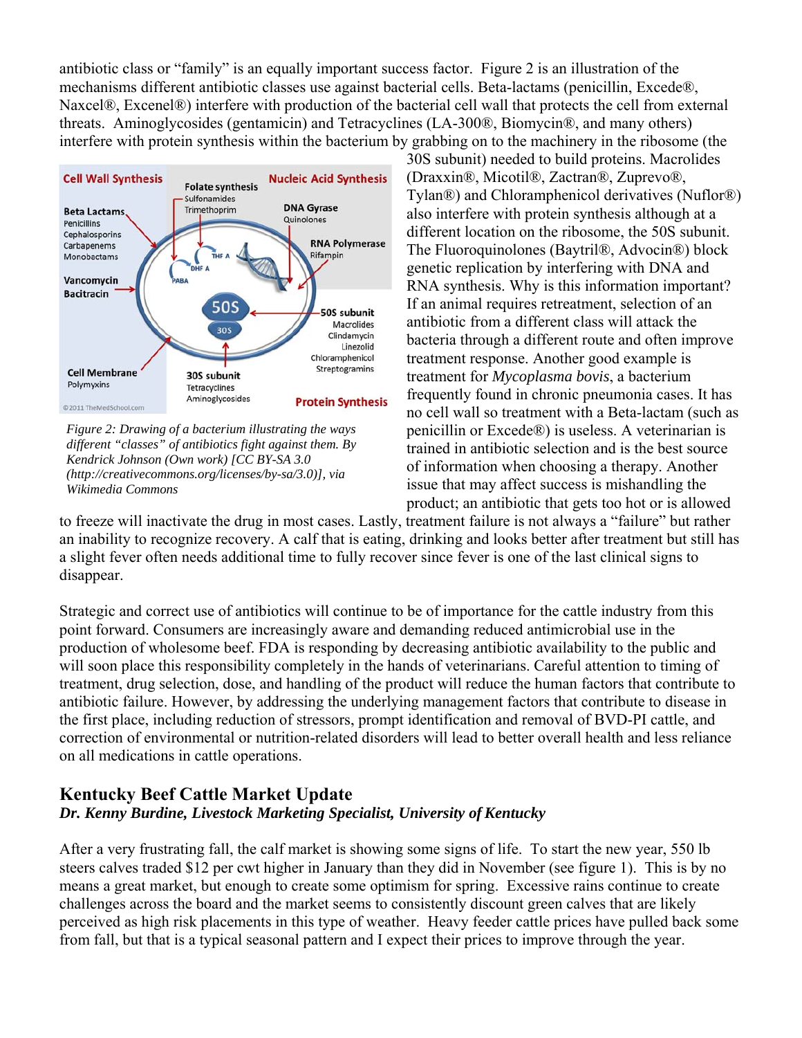antibiotic class or "family" is an equally important success factor. Figure 2 is an illustration of the mechanisms different antibiotic classes use against bacterial cells. Beta-lactams (penicillin, Excede®, Naxcel®, Excenel®) interfere with production of the bacterial cell wall that protects the cell from external threats. Aminoglycosides (gentamicin) and Tetracyclines (LA-300®, Biomycin®, and many others) interfere with protein synthesis within the bacterium by grabbing on to the machinery in the ribosome (the 30S subunit) needed to build proteins. Macrolides (Draxxin®, Micotil®, Zactran®, Zuprevo®, Tylan®) and Chloramphenicol derivatives (Nuflor®) also interfere with protein synthesis although at a different location on the ribosome, the 50S subunit. The Fluoroquinolones (Baytril®, Advocin®) block genetic replication by interfering with DNA and RNA synthesis. Why is this information important? If an animal requires retreatment, selection of an antibiotic from a different class will attack the bacteria through a different route and often improve treatment response. Another good example is treatment for *Mycoplasma bovis*, a bacterium frequently found in chronic pneumonia cases. It has no cell wall so treatment with a Beta-lactam (such as penicillin or Excede®) is useless. A veterinarian is trained in antibiotic selection and is the best source of information when choosing a therapy. Another issue that may affect success is mishandling the product; an antibiotic that gets too hot or is allowed to freeze will inactivate the drug in most cases. Lastly, treatment failure is not always a "failure" but rather an inability to recognize recovery. A calf that is eating, drinking and looks better after treatment but still has a slight fever often needs additional time to fully recover since fever is one of the last clinical signs to disappear.

*Figure 2: Drawing of a bacterium illustrating the ways different "classes" of antibiotics fight against them. By Kendrick Johnson (Own work) [CC BY-SA 3.0 (http://creativecommons.org/licenses/by-sa/3.0)], via Wikimedia Commons*

Strategic and correct use of antibiotics will continue to be of importance for the cattle industry from this point forward. Consumers are increasingly aware and demanding reduced antimicrobial use in the production of wholesome beef. FDA is responding by decreasing antibiotic availability to the public and will soon place this responsibility completely in the hands of veterinarians. Careful attention to timing of treatment, drug selection, dose, and handling of the product will reduce the human factors that contribute to antibiotic failure. However, by addressing the underlying management factors that contribute to disease in the first place, including reduction of stressors, prompt identification and removal of BVD-PI cattle, and correction of environmental or nutrition-related disorders will lead to better overall health and less reliance on all medications in cattle operations.

## Kentucky Beef Cattle Market Update

***Dr. Kenny Burdine, Livestock Marketing Specialist, University of Kentucky***

After a very frustrating fall, the calf market is showing some signs of life. To start the new year, 550 lb steers calves traded $12 per cwt higher in January than they did in November (see figure 1). This is by no means a great market, but enough to create some optimism for spring. Excessive rains continue to create challenges across the board and the market seems to consistently discount green calves that are likely perceived as high risk placements in this type of weather. Heavy feeder cattle prices have pulled back some from fall, but that is a typical seasonal pattern and I expect their prices to improve through the year.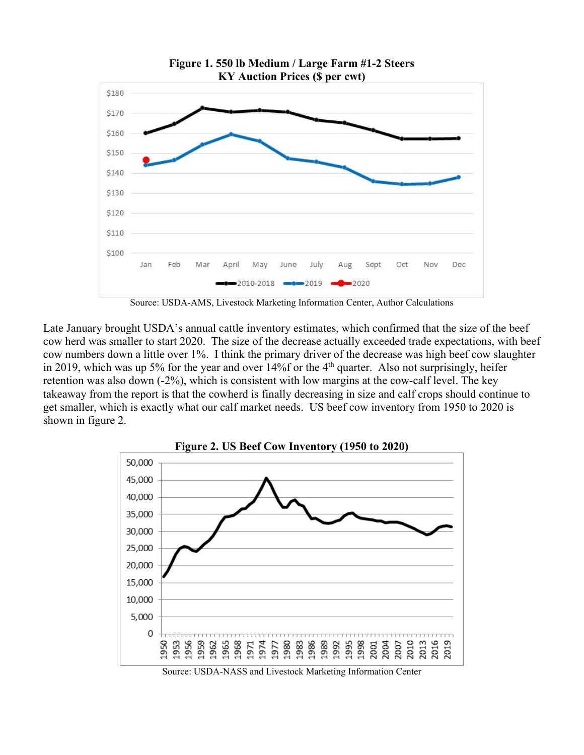**Figure 1. 550 lb Medium / Large Farm #1-2 Steers KY Auction Prices ($ per cwt)**

Source: USDA-AMS, Livestock Marketing Information Center, Author Calculations

Late January brought USDA's annual cattle inventory estimates, which confirmed that the size of the beef cow herd was smaller to start 2020. The size of the decrease actually exceeded trade expectations, with beef cow numbers down a little over 1%. I think the primary driver of the decrease was high beef cow slaughter in 2019, which was up 5% for the year and over 14%f or the 4th quarter. Also not surprisingly, heifer retention was also down (-2%), which is consistent with low margins at the cow-calf level. The key takeaway from the report is that the cowherd is finally decreasing in size and calf crops should continue to get smaller, which is exactly what our calf market needs. US beef cow inventory from 1950 to 2020 is shown in figure 2.

**Figure 2. US Beef Cow Inventory (1950 to 2020)**

Source: USDA-NASS and Livestock Marketing Information Center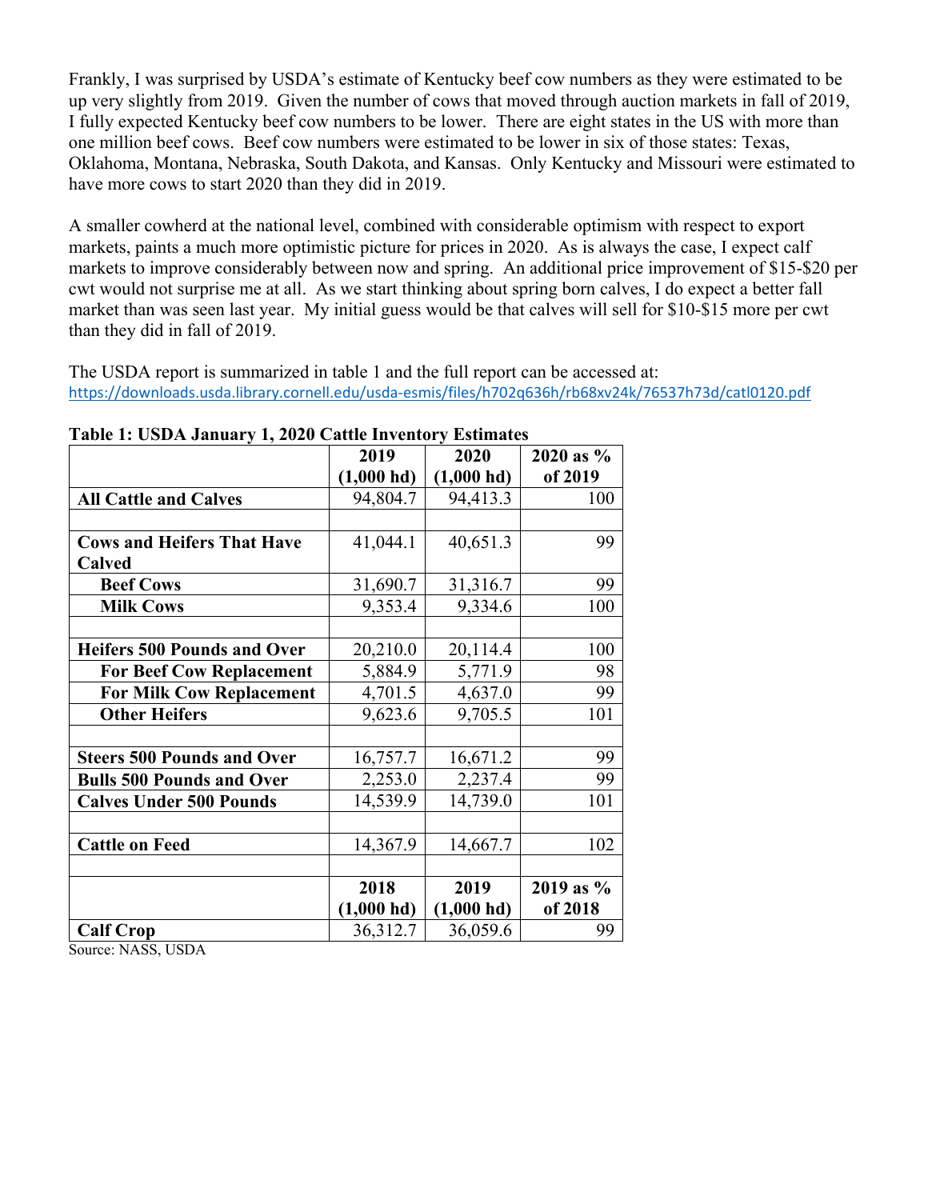Frankly, I was surprised by USDA's estimate of Kentucky beef cow numbers as they were estimated to be up very slightly from 2019. Given the number of cows that moved through auction markets in fall of 2019, I fully expected Kentucky beef cow numbers to be lower. There are eight states in the US with more than one million beef cows. Beef cow numbers were estimated to be lower in six of those states: Texas, Oklahoma, Montana, Nebraska, South Dakota, and Kansas. Only Kentucky and Missouri were estimated to have more cows to start 2020 than they did in 2019.

A smaller cowherd at the national level, combined with considerable optimism with respect to export markets, paints a much more optimistic picture for prices in 2020. As is always the case, I expect calf markets to improve considerably between now and spring. An additional price improvement of $15-$20 per cwt would not surprise me at all. As we start thinking about spring born calves, I do expect a better fall market than was seen last year. My initial guess would be that calves will sell for $10-$15 more per cwt than they did in fall of 2019.

The USDA report is summarized in table 1 and the full report can be accessed at:
https://downloads.usda.library.cornell.edu/usda-esmis/files/h702q636h/rb68xv24k/76537h73d/catl0120.pdf

**Table 1: USDA January 1, 2020 Cattle Inventory Estimates**

| | 2019 (1,000 hd) | 2020 (1,000 hd) | 2020 as % of 2019 |
|---|---|---|---|
| **All Cattle and Calves** | 94,804.7 | 94,413.3 | 100 |
| | | | |
| **Cows and Heifers That Have Calved** | 41,044.1 | 40,651.3 | 99 |
| **Beef Cows** | 31,690.7 | 31,316.7 | 99 |
| **Milk Cows** | 9,353.4 | 9,334.6 | 100 |
| | | | |
| **Heifers 500 Pounds and Over** | 20,210.0 | 20,114.4 | 100 |
| **For Beef Cow Replacement** | 5,884.9 | 5,771.9 | 98 |
| **For Milk Cow Replacement** | 4,701.5 | 4,637.0 | 99 |
| **Other Heifers** | 9,623.6 | 9,705.5 | 101 |
| | | | |
| **Steers 500 Pounds and Over** | 16,757.7 | 16,671.2 | 99 |
| **Bulls 500 Pounds and Over** | 2,253.0 | 2,237.4 | 99 |
| **Calves Under 500 Pounds** | 14,539.9 | 14,739.0 | 101 |
| | | | |
| **Cattle on Feed** | 14,367.9 | 14,667.7 | 102 |
| | | | |
| | **2018 (1,000 hd)** | **2019 (1,000 hd)** | **2019 as % of 2018** |
| **Calf Crop** | 36,312.7 | 36,059.6 | 99 |

Source: NASS, USDA